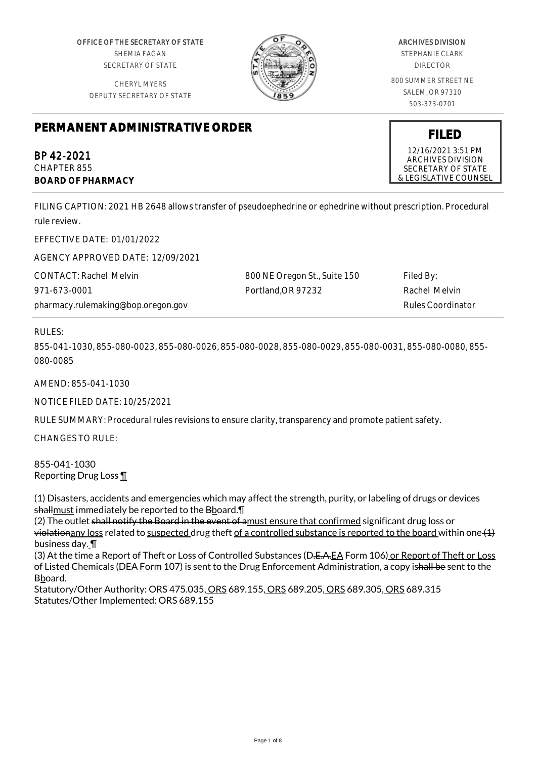OFFICE OF THE SECRETARY STATE
SHEMIA FAGAN
SECRETARY OF STATE

CHERYL MYERS
DEPUTY SECRETARY OF STATE

ARCHIVES DIVISION
STEPHANIE CLARK
DIRECTOR

800 SUMMER STREET NE
SALEM, OR 97310
503-373-0701

# PERMANENT ADMINISTRATIVE ORDER

**FILED**
12/16/2021 3:51 PM
ARCHIVES DIVISION
SECRETARY OF STATE
& LEGISLATIVE COUNSEL

BP 42-2021
CHAPTER 855
**BOARD OF PHARMACY**

FILING CAPTION: 2021 HB 2648 allows transfer of pseudoephedrine or ephedrine without prescription. Procedural rule review.

EFFECTIVE DATE: 01/01/2022

AGENCY APPROVED DATE: 12/09/2021

CONTACT: Rachel Melvin
971-673-0001
pharmacy.rulemaking@bop.oregon.gov

800 NE Oregon St., Suite 150
Portland,OR 97232

Filed By:
Rachel Melvin
Rules Coordinator

RULES:

855-041-1030, 855-080-0023, 855-080-0026, 855-080-0028, 855-080-0029, 855-080-0031, 855-080-0080, 855-080-0085

AMEND: 855-041-1030

NOTICE FILED DATE: 10/25/2021

RULE SUMMARY: Procedural rules revisions to ensure clarity, transparency and promote patient safety.

CHANGES TO RULE:

855-041-1030
Reporting Drug Loss ¶

(1) Disasters, accidents and emergencies which may affect the strength, purity, or labeling of drugs or devices shallmust immediately be reported to the Bboard.¶
(2) The outlet shall notify the Board in the event of amust ensure that confirmed significant drug loss or violationany loss related to suspected drug theft of a controlled substance is reported to the board within one (1) business day. ¶
(3) At the time a Report of Theft or Loss of Controlled Substances (D.E.A.EA Form 106) or Report of Theft or Loss of Listed Chemicals (DEA Form 107) is sent to the Drug Enforcement Administration, a copy ishall be sent to the Bboard.
Statutory/Other Authority: ORS 475.035, ORS 689.155, ORS 689.205, ORS 689.305, ORS 689.315
Statutes/Other Implemented: ORS 689.155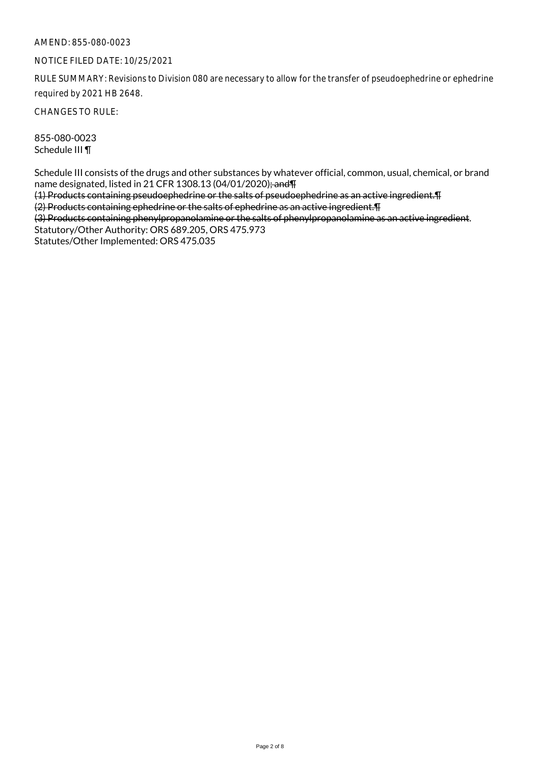AMEND: 855-080-0023

NOTICE FILED DATE: 10/25/2021

RULE SUMMARY: Revisions to Division 080 are necessary to allow for the transfer of pseudoephedrine or ephedrine required by 2021 HB 2648.

CHANGES TO RULE:

855-080-0023
Schedule III ¶

Schedule III consists of the drugs and other substances by whatever official, common, usual, chemical, or brand name designated, listed in 21 CFR 1308.13 (04/01/2020)~~; and¶~~
~~(1) Products containing pseudoephedrine or the salts of pseudoephedrine as an active ingredient.¶~~
~~(2) Products containing ephedrine or the salts of ephedrine as an active ingredient.¶~~
~~(3) Products containing phenylpropanolamine or the salts of phenylpropanolamine as an active ingredient~~.
Statutory/Other Authority: ORS 689.205, ORS 475.973
Statutes/Other Implemented: ORS 475.035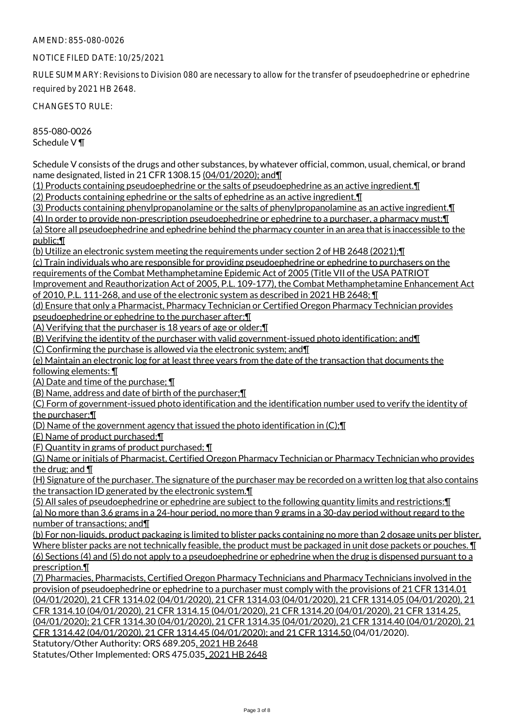AMEND: 855-080-0026

NOTICE FILED DATE: 10/25/2021

RULE SUMMARY: Revisions to Division 080 are necessary to allow for the transfer of pseudoephedrine or ephedrine required by 2021 HB 2648.

CHANGES TO RULE:

855-080-0026
Schedule V ¶

Schedule V consists of the drugs and other substances, by whatever official, common, usual, chemical, or brand name designated, listed in 21 CFR 1308.15 (04/01/2020); and¶
(1) Products containing pseudoephedrine or the salts of pseudoephedrine as an active ingredient.¶
(2) Products containing ephedrine or the salts of ephedrine as an active ingredient.¶
(3) Products containing phenylpropanolamine or the salts of phenylpropanolamine as an active ingredient.¶
(4) In order to provide non-prescription pseudoephedrine or ephedrine to a purchaser, a pharmacy must:¶
(a) Store all pseudoephedrine and ephedrine behind the pharmacy counter in an area that is inaccessible to the public;¶
(b) Utilize an electronic system meeting the requirements under section 2 of HB 2648 (2021);¶
(c) Train individuals who are responsible for providing pseudoephedrine or ephedrine to purchasers on the requirements of the Combat Methamphetamine Epidemic Act of 2005 (Title VII of the USA PATRIOT Improvement and Reauthorization Act of 2005, P.L. 109-177), the Combat Methamphetamine Enhancement Act of 2010, P.L. 111-268, and use of the electronic system as described in 2021 HB 2648; ¶
(d) Ensure that only a Pharmacist, Pharmacy Technician or Certified Oregon Pharmacy Technician provides pseudoephedrine or ephedrine to the purchaser after:¶
(A) Verifying that the purchaser is 18 years of age or older;¶
(B) Verifying the identity of the purchaser with valid government-issued photo identification; and¶
(C) Confirming the purchase is allowed via the electronic system; and¶
(e) Maintain an electronic log for at least three years from the date of the transaction that documents the following elements: ¶
(A) Date and time of the purchase; ¶
(B) Name, address and date of birth of the purchaser;¶
(C) Form of government-issued photo identification and the identification number used to verify the identity of the purchaser;¶
(D) Name of the government agency that issued the photo identification in (C);¶
(E) Name of product purchased;¶
(F) Quantity in grams of product purchased; ¶
(G) Name or initials of Pharmacist, Certified Oregon Pharmacy Technician or Pharmacy Technician who provides the drug; and ¶
(H) Signature of the purchaser. The signature of the purchaser may be recorded on a written log that also contains the transaction ID generated by the electronic system.¶
(5) All sales of pseudoephedrine or ephedrine are subject to the following quantity limits and restrictions:¶
(a) No more than 3.6 grams in a 24-hour period, no more than 9 grams in a 30-day period without regard to the number of transactions; and¶
(b) For non-liquids, product packaging is limited to blister packs containing no more than 2 dosage units per blister. Where blister packs are not technically feasible, the product must be packaged in unit dose packets or pouches. ¶
(6) Sections (4) and (5) do not apply to a pseudoephedrine or ephedrine when the drug is dispensed pursuant to a prescription.¶
(7) Pharmacies, Pharmacists, Certified Oregon Pharmacy Technicians and Pharmacy Technicians involved in the provision of pseudoephedrine or ephedrine to a purchaser must comply with the provisions of 21 CFR 1314.01 (04/01/2020), 21 CFR 1314.02 (04/01/2020), 21 CFR 1314.03 (04/01/2020), 21 CFR 1314.05 (04/01/2020), 21 CFR 1314.10 (04/01/2020), 21 CFR 1314.15 (04/01/2020), 21 CFR 1314.20 (04/01/2020), 21 CFR 1314.25, (04/01/2020); 21 CFR 1314.30 (04/01/2020), 21 CFR 1314.35 (04/01/2020), 21 CFR 1314.40 (04/01/2020), 21 CFR 1314.42 (04/01/2020), 21 CFR 1314.45 (04/01/2020); and 21 CFR 1314.50 (04/01/2020).
Statutory/Other Authority: ORS 689.205, 2021 HB 2648
Statutes/Other Implemented: ORS 475.035, 2021 HB 2648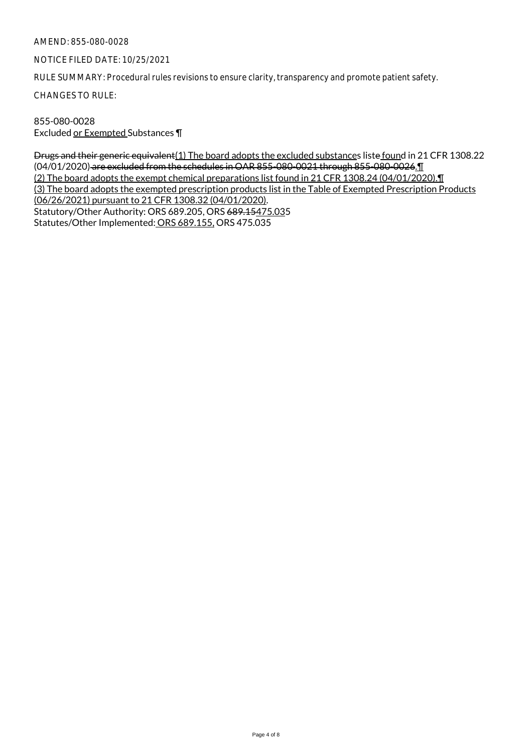AMEND: 855-080-0028

NOTICE FILED DATE: 10/25/2021

RULE SUMMARY: Procedural rules revisions to ensure clarity, transparency and promote patient safety.

CHANGES TO RULE:

855-080-0028
Excluded <u>or Exempted</u> Substances ¶

~~Drugs and their generic equivalent~~<u>(1) The board adopts the excluded substance</u>s liste~~d~~ <u>found</u> in 21 CFR 1308.22 (04/01/2020) ~~are excluded from the schedules in OAR 855-080-0021 through 855-080-0026~~.¶
<u>(2) The board adopts the exempt chemical preparations list found in 21 CFR 1308.24 (04/01/2020).¶</u>
<u>(3) The board adopts the exempted prescription products list in the Table of Exempted Prescription Products (06/26/2021) pursuant to 21 CFR 1308.32 (04/01/2020)</u>.
Statutory/Other Authority: ORS 689.205, ORS ~~689.15~~<u>475.03</u>5
Statutes/Other Implemented: <u>ORS 689.155,</u> ORS 475.035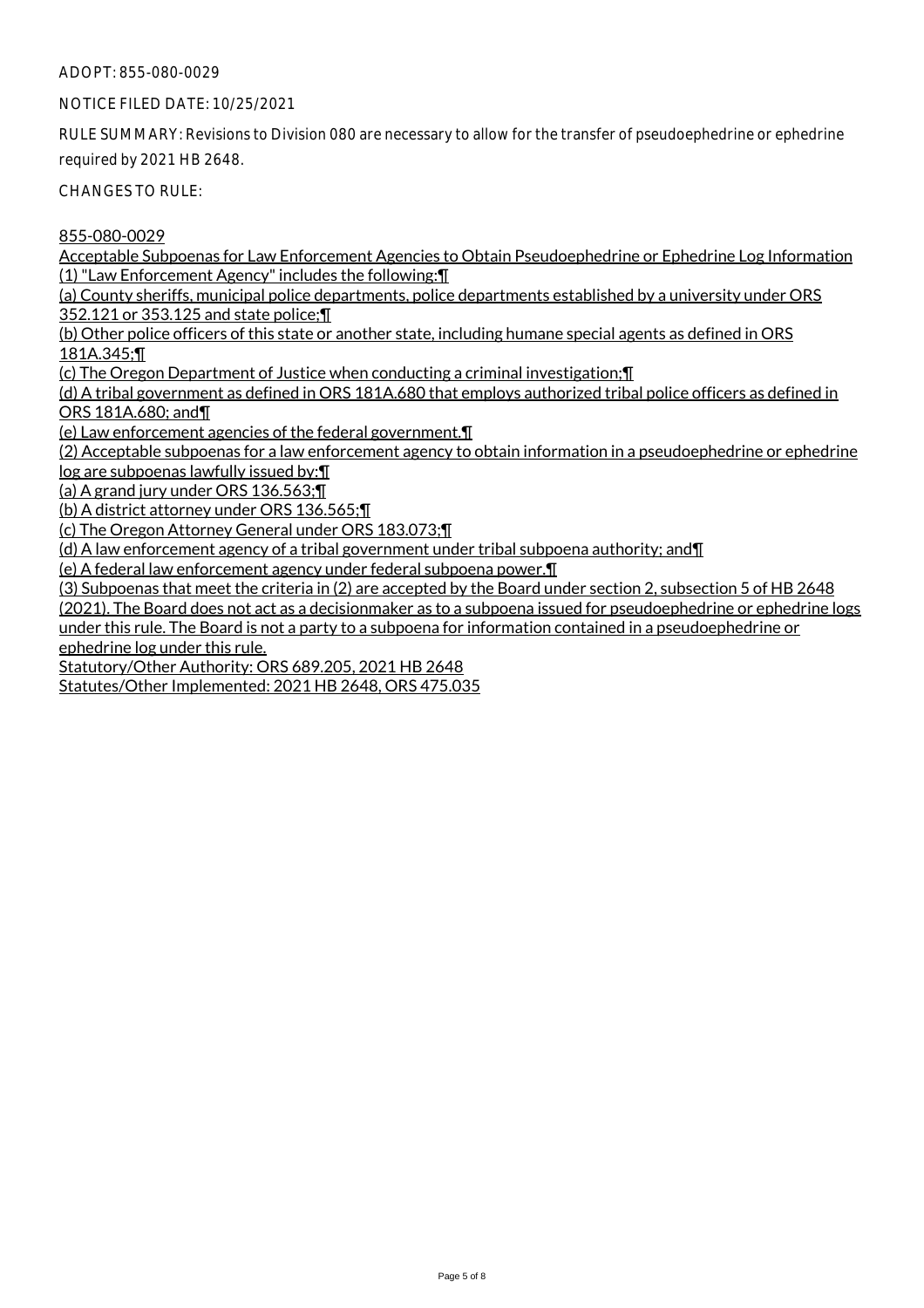ADOPT: 855-080-0029

NOTICE FILED DATE: 10/25/2021

RULE SUMMARY: Revisions to Division 080 are necessary to allow for the transfer of pseudoephedrine or ephedrine required by 2021 HB 2648.

CHANGES TO RULE:

855-080-0029
Acceptable Subpoenas for Law Enforcement Agencies to Obtain Pseudoephedrine or Ephedrine Log Information
(1) "Law Enforcement Agency" includes the following:¶
(a) County sheriffs, municipal police departments, police departments established by a university under ORS 352.121 or 353.125 and state police;¶
(b) Other police officers of this state or another state, including humane special agents as defined in ORS 181A.345;¶
(c) The Oregon Department of Justice when conducting a criminal investigation;¶
(d) A tribal government as defined in ORS 181A.680 that employs authorized tribal police officers as defined in ORS 181A.680; and¶
(e) Law enforcement agencies of the federal government.¶
(2) Acceptable subpoenas for a law enforcement agency to obtain information in a pseudoephedrine or ephedrine log are subpoenas lawfully issued by:¶
(a) A grand jury under ORS 136.563;¶
(b) A district attorney under ORS 136.565;¶
(c) The Oregon Attorney General under ORS 183.073;¶
(d) A law enforcement agency of a tribal government under tribal subpoena authority; and¶
(e) A federal law enforcement agency under federal subpoena power.¶
(3) Subpoenas that meet the criteria in (2) are accepted by the Board under section 2, subsection 5 of HB 2648 (2021). The Board does not act as a decisionmaker as to a subpoena issued for pseudoephedrine or ephedrine logs under this rule. The Board is not a party to a subpoena for information contained in a pseudoephedrine or ephedrine log under this rule.
Statutory/Other Authority: ORS 689.205, 2021 HB 2648
Statutes/Other Implemented: 2021 HB 2648, ORS 475.035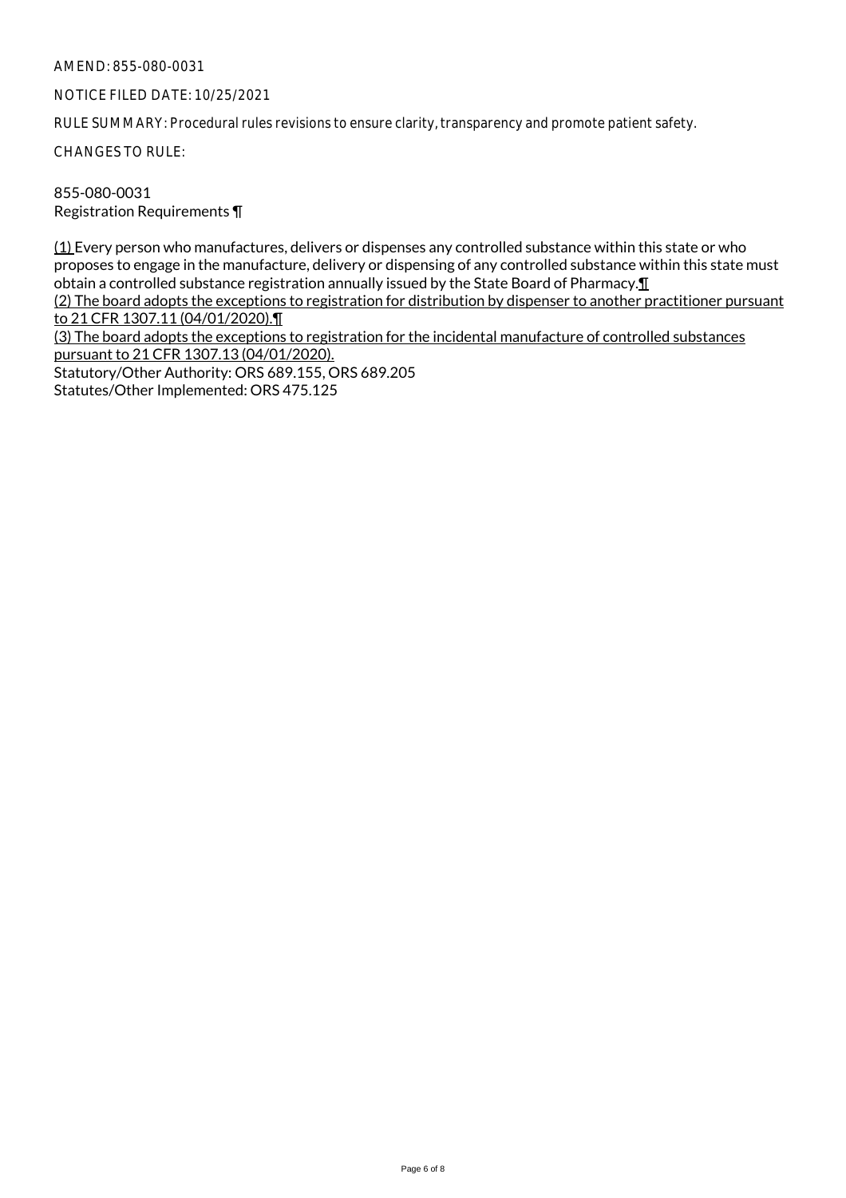AMEND: 855-080-0031

NOTICE FILED DATE: 10/25/2021

RULE SUMMARY: Procedural rules revisions to ensure clarity, transparency and promote patient safety.

CHANGES TO RULE:

855-080-0031
Registration Requirements ¶

(1) Every person who manufactures, delivers or dispenses any controlled substance within this state or who proposes to engage in the manufacture, delivery or dispensing of any controlled substance within this state must obtain a controlled substance registration annually issued by the State Board of Pharmacy.¶
(2) The board adopts the exceptions to registration for distribution by dispenser to another practitioner pursuant to 21 CFR 1307.11 (04/01/2020).¶
(3) The board adopts the exceptions to registration for the incidental manufacture of controlled substances pursuant to 21 CFR 1307.13 (04/01/2020).
Statutory/Other Authority: ORS 689.155, ORS 689.205
Statutes/Other Implemented: ORS 475.125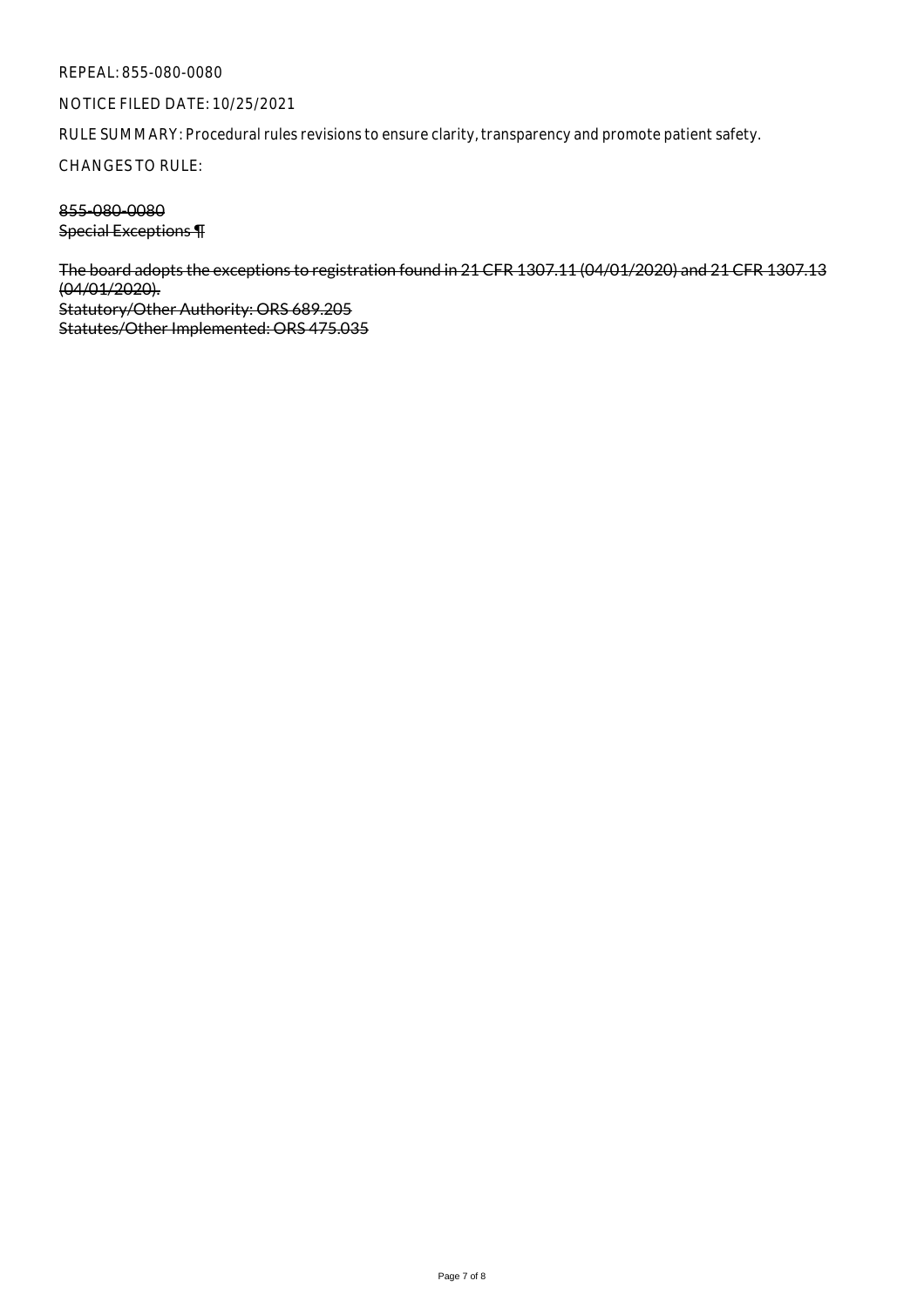REPEAL: 855-080-0080

NOTICE FILED DATE: 10/25/2021

RULE SUMMARY: Procedural rules revisions to ensure clarity, transparency and promote patient safety.

CHANGES TO RULE:

~~855-080-0080~~
~~Special Exceptions ¶~~

~~The board adopts the exceptions to registration found in 21 CFR 1307.11 (04/01/2020) and 21 CFR 1307.13 (04/01/2020).~~
~~Statutory/Other Authority: ORS 689.205~~
~~Statutes/Other Implemented: ORS 475.035~~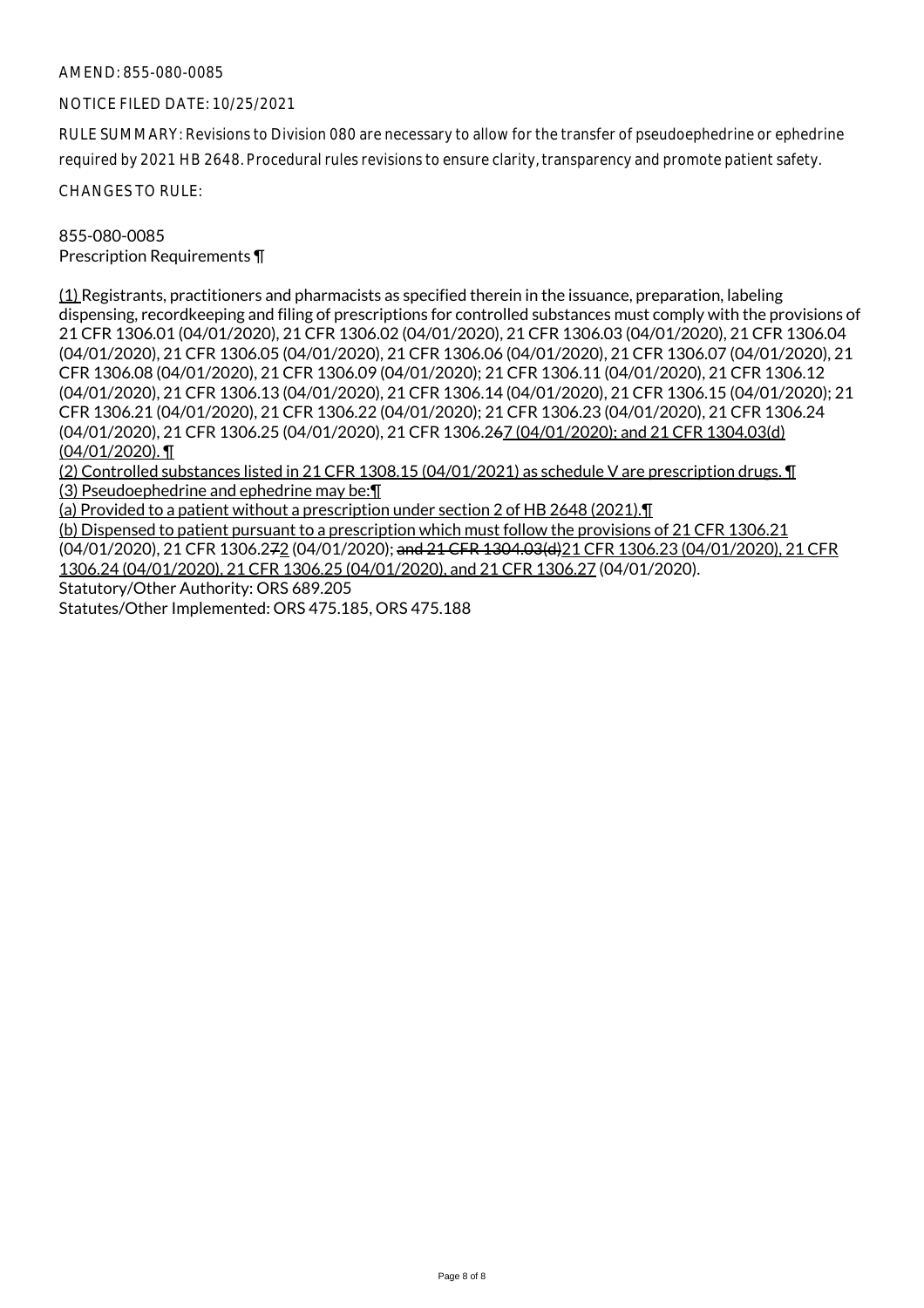AMEND: 855-080-0085

NOTICE FILED DATE: 10/25/2021

RULE SUMMARY: Revisions to Division 080 are necessary to allow for the transfer of pseudoephedrine or ephedrine required by 2021 HB 2648. Procedural rules revisions to ensure clarity, transparency and promote patient safety.

CHANGES TO RULE:

855-080-0085
Prescription Requirements ¶

(1) Registrants, practitioners and pharmacists as specified therein in the issuance, preparation, labeling dispensing, recordkeeping and filing of prescriptions for controlled substances must comply with the provisions of 21 CFR 1306.01 (04/01/2020), 21 CFR 1306.02 (04/01/2020), 21 CFR 1306.03 (04/01/2020), 21 CFR 1306.04 (04/01/2020), 21 CFR 1306.05 (04/01/2020), 21 CFR 1306.06 (04/01/2020), 21 CFR 1306.07 (04/01/2020), 21 CFR 1306.08 (04/01/2020), 21 CFR 1306.09 (04/01/2020); 21 CFR 1306.11 (04/01/2020), 21 CFR 1306.12 (04/01/2020), 21 CFR 1306.13 (04/01/2020), 21 CFR 1306.14 (04/01/2020), 21 CFR 1306.15 (04/01/2020); 21 CFR 1306.21 (04/01/2020), 21 CFR 1306.22 (04/01/2020); 21 CFR 1306.23 (04/01/2020), 21 CFR 1306.24 (04/01/2020), 21 CFR 1306.25 (04/01/2020), 21 CFR 1306.267 (04/01/2020); and 21 CFR 1304.03(d) (04/01/2020). ¶

(2) Controlled substances listed in 21 CFR 1308.15 (04/01/2021) as schedule V are prescription drugs. ¶

(3) Pseudoephedrine and ephedrine may be:¶

(a) Provided to a patient without a prescription under section 2 of HB 2648 (2021).¶

(b) Dispensed to patient pursuant to a prescription which must follow the provisions of 21 CFR 1306.21 (04/01/2020), 21 CFR 1306.272 (04/01/2020); ~~and 21 CFR 1304.03(d)~~21 CFR 1306.23 (04/01/2020), 21 CFR 1306.24 (04/01/2020), 21 CFR 1306.25 (04/01/2020), and 21 CFR 1306.27 (04/01/2020).

Statutory/Other Authority: ORS 689.205

Statutes/Other Implemented: ORS 475.185, ORS 475.188